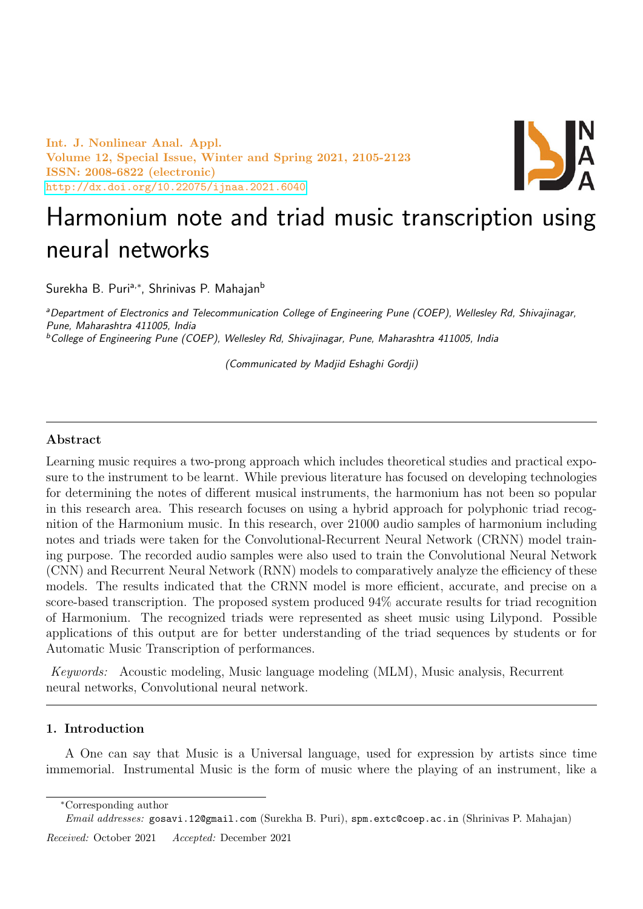# Harmonium note and triad music transcription using neural networks

Surekha B. Puri[a,*], Shrinivas P. Mahajan[b]

[a]*Department of Electronics and Telecommunication College of Engineering Pune (COEP), Wellesley Rd, Shivajinagar, Pune, Maharashtra 411005, India*
[b]*College of Engineering Pune (COEP), Wellesley Rd, Shivajinagar, Pune, Maharashtra 411005, India*

*(Communicated by Madjid Eshaghi Gordji)*

---

### Abstract

Learning music requires a two-prong approach which includes theoretical studies and practical exposure to the instrument to be learnt. While previous literature has focused on developing technologies for determining the notes of different musical instruments, the harmonium has not been so popular in this research area. This research focuses on using a hybrid approach for polyphonic triad recognition of the Harmonium music. In this research, over 21000 audio samples of harmonium including notes and triads were taken for the Convolutional-Recurrent Neural Network (CRNN) model training purpose. The recorded audio samples were also used to train the Convolutional Neural Network (CNN) and Recurrent Neural Network (RNN) models to comparatively analyze the efficiency of these models. The results indicated that the CRNN model is more efficient, accurate, and precise on a score-based transcription. The proposed system produced 94% accurate results for triad recognition of Harmonium. The recognized triads were represented as sheet music using Lilypond. Possible applications of this output are for better understanding of the triad sequences by students or for Automatic Music Transcription of performances.

*Keywords:* Acoustic modeling, Music language modeling (MLM), Music analysis, Recurrent neural networks, Convolutional neural network.

---

## 1. Introduction

A One can say that Music is a Universal language, used for expression by artists since time immemorial. Instrumental Music is the form of music where the playing of an instrument, like a

*Corresponding author

*Email addresses:* gosavi.12@gmail.com (Surekha B. Puri), spm.extc@coep.ac.in (Shrinivas P. Mahajan)

*Received:* October 2021 *Accepted:* December 2021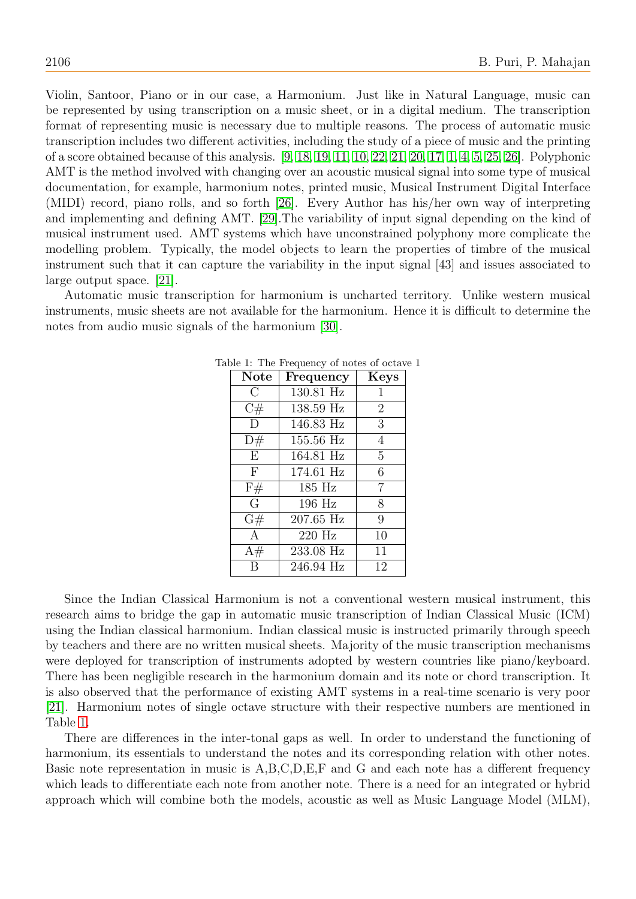Violin, Santoor, Piano or in our case, a Harmonium. Just like in Natural Language, music can be represented by using transcription on a music sheet, or in a digital medium. The transcription format of representing music is necessary due to multiple reasons. The process of automatic music transcription includes two different activities, including the study of a piece of music and the printing of a score obtained because of this analysis. [9, 18, 19, 11, 10, 22, 21, 20, 17, 1, 4, 5, 25, 26]. Polyphonic AMT is the method involved with changing over an acoustic musical signal into some type of musical documentation, for example, harmonium notes, printed music, Musical Instrument Digital Interface (MIDI) record, piano rolls, and so forth [26]. Every Author has his/her own way of interpreting and implementing and defining AMT. [29].The variability of input signal depending on the kind of musical instrument used. AMT systems which have unconstrained polyphony more complicate the modelling problem. Typically, the model objects to learn the properties of timbre of the musical instrument such that it can capture the variability in the input signal [43] and issues associated to large output space. [21].

Automatic music transcription for harmonium is uncharted territory. Unlike western musical instruments, music sheets are not available for the harmonium. Hence it is difficult to determine the notes from audio music signals of the harmonium [30].

Table 1: The Frequency of notes of octave 1

| Note | Frequency | Keys |
|---|---|---|
| C | 130.81 Hz | 1 |
| C# | 138.59 Hz | 2 |
| D | 146.83 Hz | 3 |
| D# | 155.56 Hz | 4 |
| E | 164.81 Hz | 5 |
| F | 174.61 Hz | 6 |
| F# | 185 Hz | 7 |
| G | 196 Hz | 8 |
| G# | 207.65 Hz | 9 |
| A | 220 Hz | 10 |
| A# | 233.08 Hz | 11 |
| B | 246.94 Hz | 12 |

Since the Indian Classical Harmonium is not a conventional western musical instrument, this research aims to bridge the gap in automatic music transcription of Indian Classical Music (ICM) using the Indian classical harmonium. Indian classical music is instructed primarily through speech by teachers and there are no written musical sheets. Majority of the music transcription mechanisms were deployed for transcription of instruments adopted by western countries like piano/keyboard. There has been negligible research in the harmonium domain and its note or chord transcription. It is also observed that the performance of existing AMT systems in a real-time scenario is very poor [21]. Harmonium notes of single octave structure with their respective numbers are mentioned in Table 1.

There are differences in the inter-tonal gaps as well. In order to understand the functioning of harmonium, its essentials to understand the notes and its corresponding relation with other notes. Basic note representation in music is A,B,C,D,E,F and G and each note has a different frequency which leads to differentiate each note from another note. There is a need for an integrated or hybrid approach which will combine both the models, acoustic as well as Music Language Model (MLM),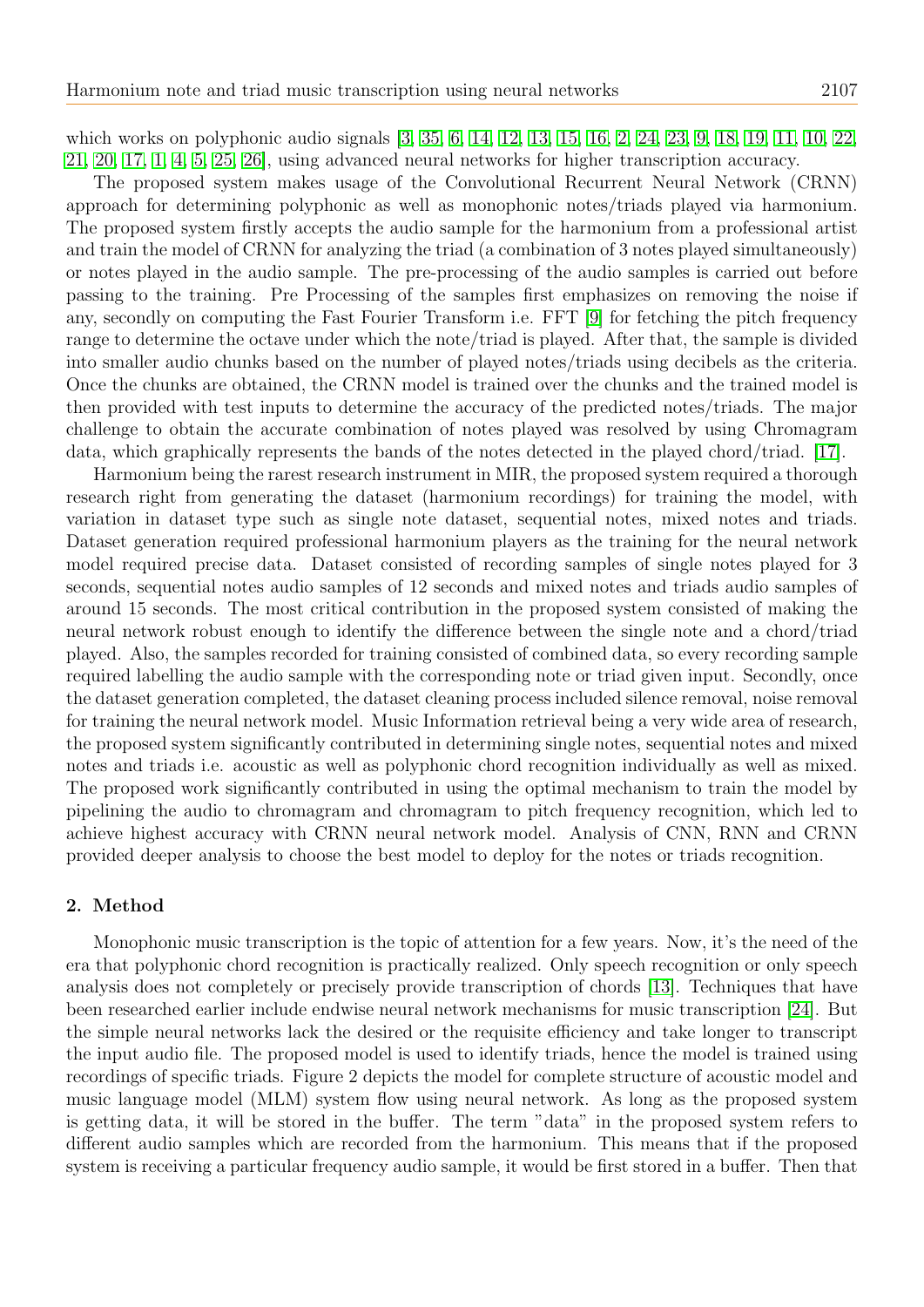which works on polyphonic audio signals [3, 35, 6, 14, 12, 13, 15, 16, 2, 24, 23, 9, 18, 19, 11, 10, 22, 21, 20, 17, 1, 4, 5, 25, 26], using advanced neural networks for higher transcription accuracy.

The proposed system makes usage of the Convolutional Recurrent Neural Network (CRNN) approach for determining polyphonic as well as monophonic notes/triads played via harmonium. The proposed system firstly accepts the audio sample for the harmonium from a professional artist and train the model of CRNN for analyzing the triad (a combination of 3 notes played simultaneously) or notes played in the audio sample. The pre-processing of the audio samples is carried out before passing to the training. Pre Processing of the samples first emphasizes on removing the noise if any, secondly on computing the Fast Fourier Transform i.e. FFT [9] for fetching the pitch frequency range to determine the octave under which the note/triad is played. After that, the sample is divided into smaller audio chunks based on the number of played notes/triads using decibels as the criteria. Once the chunks are obtained, the CRNN model is trained over the chunks and the trained model is then provided with test inputs to determine the accuracy of the predicted notes/triads. The major challenge to obtain the accurate combination of notes played was resolved by using Chromagram data, which graphically represents the bands of the notes detected in the played chord/triad. [17].

Harmonium being the rarest research instrument in MIR, the proposed system required a thorough research right from generating the dataset (harmonium recordings) for training the model, with variation in dataset type such as single note dataset, sequential notes, mixed notes and triads. Dataset generation required professional harmonium players as the training for the neural network model required precise data. Dataset consisted of recording samples of single notes played for 3 seconds, sequential notes audio samples of 12 seconds and mixed notes and triads audio samples of around 15 seconds. The most critical contribution in the proposed system consisted of making the neural network robust enough to identify the difference between the single note and a chord/triad played. Also, the samples recorded for training consisted of combined data, so every recording sample required labelling the audio sample with the corresponding note or triad given input. Secondly, once the dataset generation completed, the dataset cleaning process included silence removal, noise removal for training the neural network model. Music Information retrieval being a very wide area of research, the proposed system significantly contributed in determining single notes, sequential notes and mixed notes and triads i.e. acoustic as well as polyphonic chord recognition individually as well as mixed. The proposed work significantly contributed in using the optimal mechanism to train the model by pipelining the audio to chromagram and chromagram to pitch frequency recognition, which led to achieve highest accuracy with CRNN neural network model. Analysis of CNN, RNN and CRNN provided deeper analysis to choose the best model to deploy for the notes or triads recognition.

## 2. Method

Monophonic music transcription is the topic of attention for a few years. Now, it's the need of the era that polyphonic chord recognition is practically realized. Only speech recognition or only speech analysis does not completely or precisely provide transcription of chords [13]. Techniques that have been researched earlier include endwise neural network mechanisms for music transcription [24]. But the simple neural networks lack the desired or the requisite efficiency and take longer to transcript the input audio file. The proposed model is used to identify triads, hence the model is trained using recordings of specific triads. Figure 2 depicts the model for complete structure of acoustic model and music language model (MLM) system flow using neural network. As long as the proposed system is getting data, it will be stored in the buffer. The term "data" in the proposed system refers to different audio samples which are recorded from the harmonium. This means that if the proposed system is receiving a particular frequency audio sample, it would be first stored in a buffer. Then that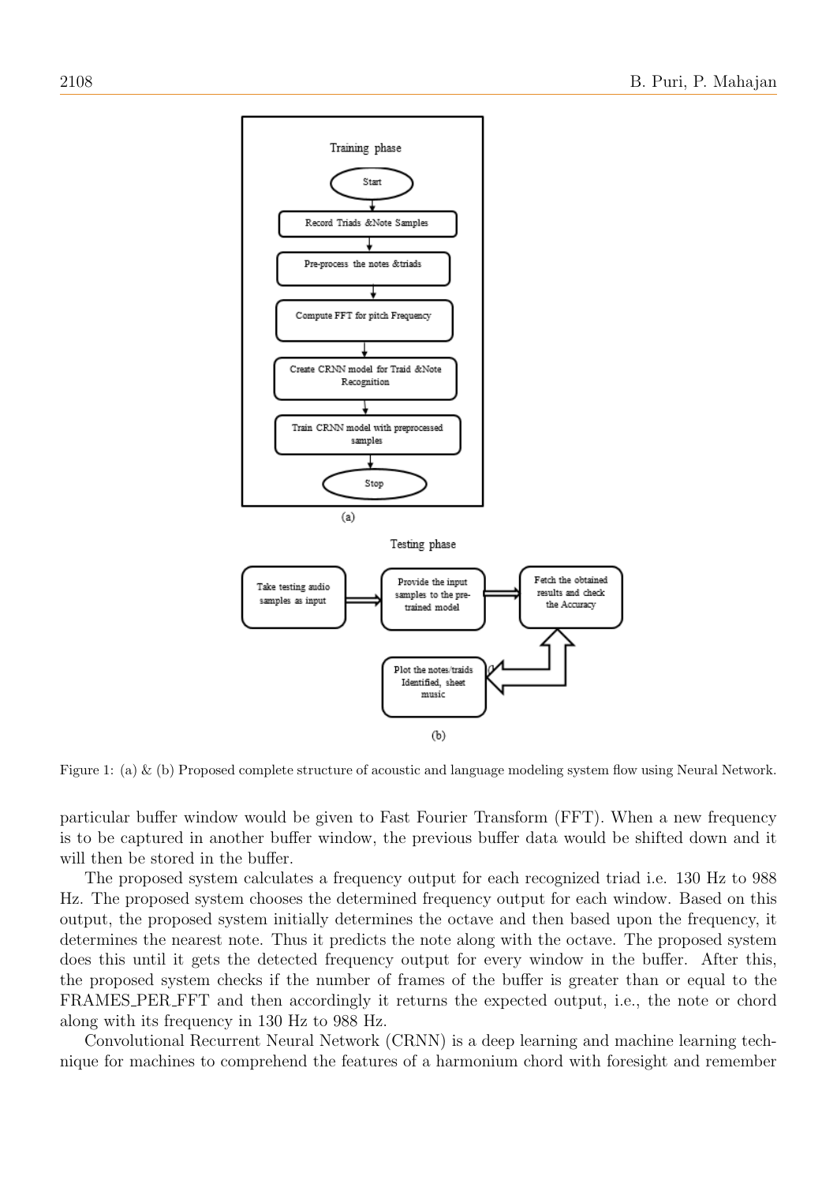Training phase

Start

Record Triads &Note Samples

Pre-process the notes &triads

Compute FFT for pitch Frequency

Create CRNN model for Traid &Note Recognition

Train CRNN model with preprocessed samples

Stop

(a)

Testing phase

Take testing audio samples as input

Provide the input samples to the pre-trained model

Fetch the obtained results and check the Accuracy

Plot the notes/traids Identified, sheet music

(b)

Figure 1: (a) & (b) Proposed complete structure of acoustic and language modeling system flow using Neural Network.

particular buffer window would be given to Fast Fourier Transform (FFT). When a new frequency is to be captured in another buffer window, the previous buffer data would be shifted down and it will then be stored in the buffer.

The proposed system calculates a frequency output for each recognized triad i.e. 130 Hz to 988 Hz. The proposed system chooses the determined frequency output for each window. Based on this output, the proposed system initially determines the octave and then based upon the frequency, it determines the nearest note. Thus it predicts the note along with the octave. The proposed system does this until it gets the detected frequency output for every window in the buffer. After this, the proposed system checks if the number of frames of the buffer is greater than or equal to the FRAMES_PER_FFT and then accordingly it returns the expected output, i.e., the note or chord along with its frequency in 130 Hz to 988 Hz.

Convolutional Recurrent Neural Network (CRNN) is a deep learning and machine learning technique for machines to comprehend the features of a harmonium chord with foresight and remember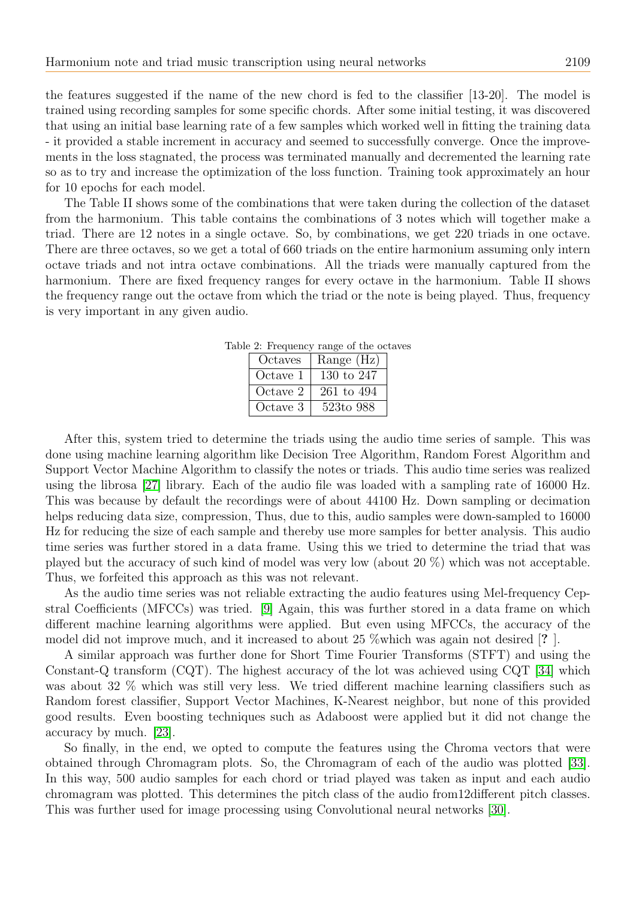the features suggested if the name of the new chord is fed to the classifier [13-20]. The model is trained using recording samples for some specific chords. After some initial testing, it was discovered that using an initial base learning rate of a few samples which worked well in fitting the training data - it provided a stable increment in accuracy and seemed to successfully converge. Once the improvements in the loss stagnated, the process was terminated manually and decremented the learning rate so as to try and increase the optimization of the loss function. Training took approximately an hour for 10 epochs for each model.

The Table II shows some of the combinations that were taken during the collection of the dataset from the harmonium. This table contains the combinations of 3 notes which will together make a triad. There are 12 notes in a single octave. So, by combinations, we get 220 triads in one octave. There are three octaves, so we get a total of 660 triads on the entire harmonium assuming only intern octave triads and not intra octave combinations. All the triads were manually captured from the harmonium. There are fixed frequency ranges for every octave in the harmonium. Table II shows the frequency range out the octave from which the triad or the note is being played. Thus, frequency is very important in any given audio.

Table 2: Frequency range of the octaves

| Octaves | Range (Hz) |
|---|---|
| Octave 1 | 130 to 247 |
| Octave 2 | 261 to 494 |
| Octave 3 | 523to 988 |

After this, system tried to determine the triads using the audio time series of sample. This was done using machine learning algorithm like Decision Tree Algorithm, Random Forest Algorithm and Support Vector Machine Algorithm to classify the notes or triads. This audio time series was realized using the librosa [27] library. Each of the audio file was loaded with a sampling rate of 16000 Hz. This was because by default the recordings were of about 44100 Hz. Down sampling or decimation helps reducing data size, compression, Thus, due to this, audio samples were down-sampled to 16000 Hz for reducing the size of each sample and thereby use more samples for better analysis. This audio time series was further stored in a data frame. Using this we tried to determine the triad that was played but the accuracy of such kind of model was very low (about 20 %) which was not acceptable. Thus, we forfeited this approach as this was not relevant.

As the audio time series was not reliable extracting the audio features using Mel-frequency Cepstral Coefficients (MFCCs) was tried. [9] Again, this was further stored in a data frame on which different machine learning algorithms were applied. But even using MFCCs, the accuracy of the model did not improve much, and it increased to about 25 %which was again not desired [**?** ].

A similar approach was further done for Short Time Fourier Transforms (STFT) and using the Constant-Q transform (CQT). The highest accuracy of the lot was achieved using CQT [34] which was about 32 % which was still very less. We tried different machine learning classifiers such as Random forest classifier, Support Vector Machines, K-Nearest neighbor, but none of this provided good results. Even boosting techniques such as Adaboost were applied but it did not change the accuracy by much. [23].

So finally, in the end, we opted to compute the features using the Chroma vectors that were obtained through Chromagram plots. So, the Chromagram of each of the audio was plotted [33]. In this way, 500 audio samples for each chord or triad played was taken as input and each audio chromagram was plotted. This determines the pitch class of the audio from12different pitch classes. This was further used for image processing using Convolutional neural networks [30].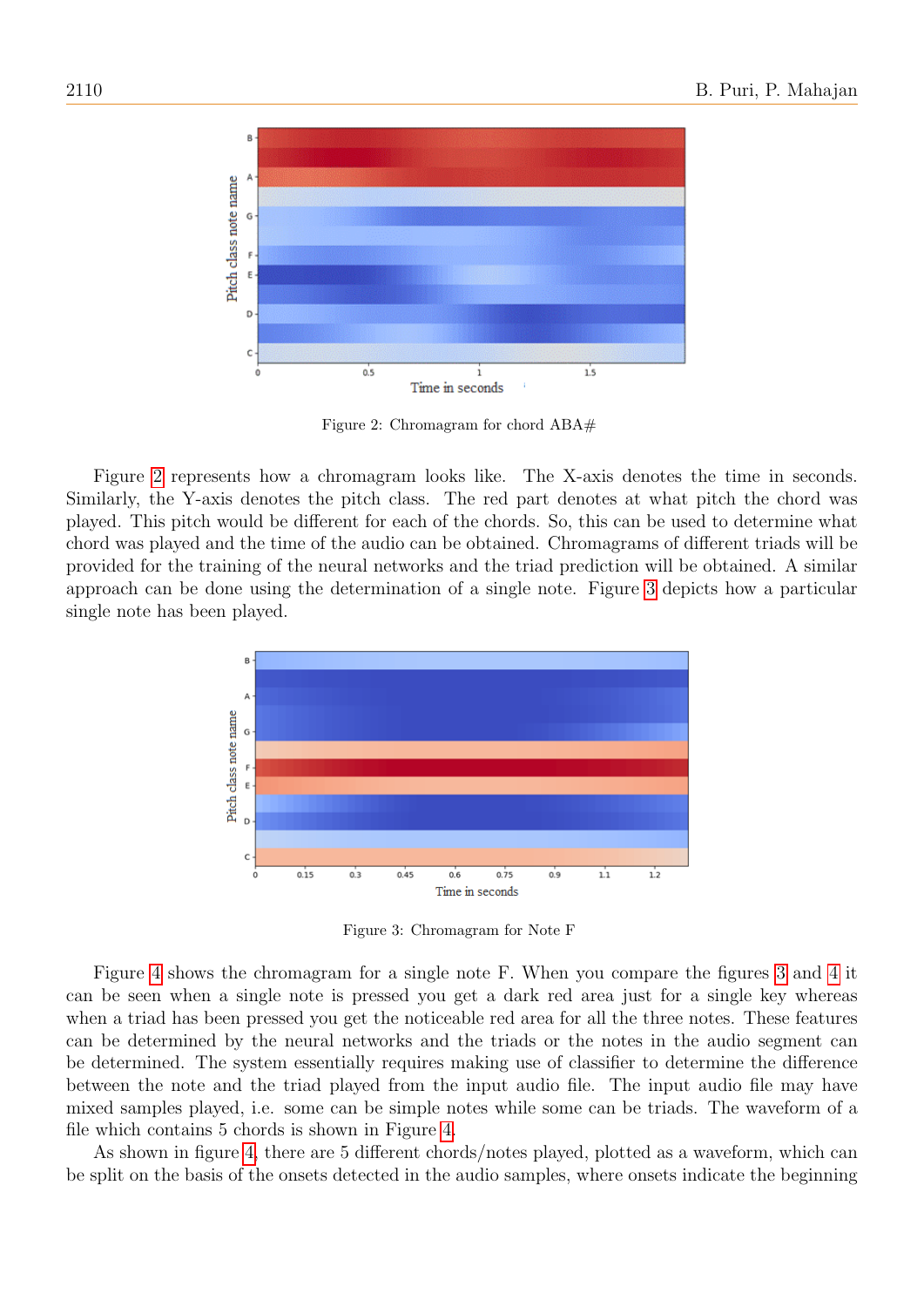Figure 2: Chromagram for chord ABA#

Figure 2 represents how a chromagram looks like. The X-axis denotes the time in seconds. Similarly, the Y-axis denotes the pitch class. The red part denotes at what pitch the chord was played. This pitch would be different for each of the chords. So, this can be used to determine what chord was played and the time of the audio can be obtained. Chromagrams of different triads will be provided for the training of the neural networks and the triad prediction will be obtained. A similar approach can be done using the determination of a single note. Figure 3 depicts how a particular single note has been played.

Figure 3: Chromagram for Note F

Figure 4 shows the chromagram for a single note F. When you compare the figures 3 and 4 it can be seen when a single note is pressed you get a dark red area just for a single key whereas when a triad has been pressed you get the noticeable red area for all the three notes. These features can be determined by the neural networks and the triads or the notes in the audio segment can be determined. The system essentially requires making use of classifier to determine the difference between the note and the triad played from the input audio file. The input audio file may have mixed samples played, i.e. some can be simple notes while some can be triads. The waveform of a file which contains 5 chords is shown in Figure 4.

As shown in figure 4, there are 5 different chords/notes played, plotted as a waveform, which can be split on the basis of the onsets detected in the audio samples, where onsets indicate the beginning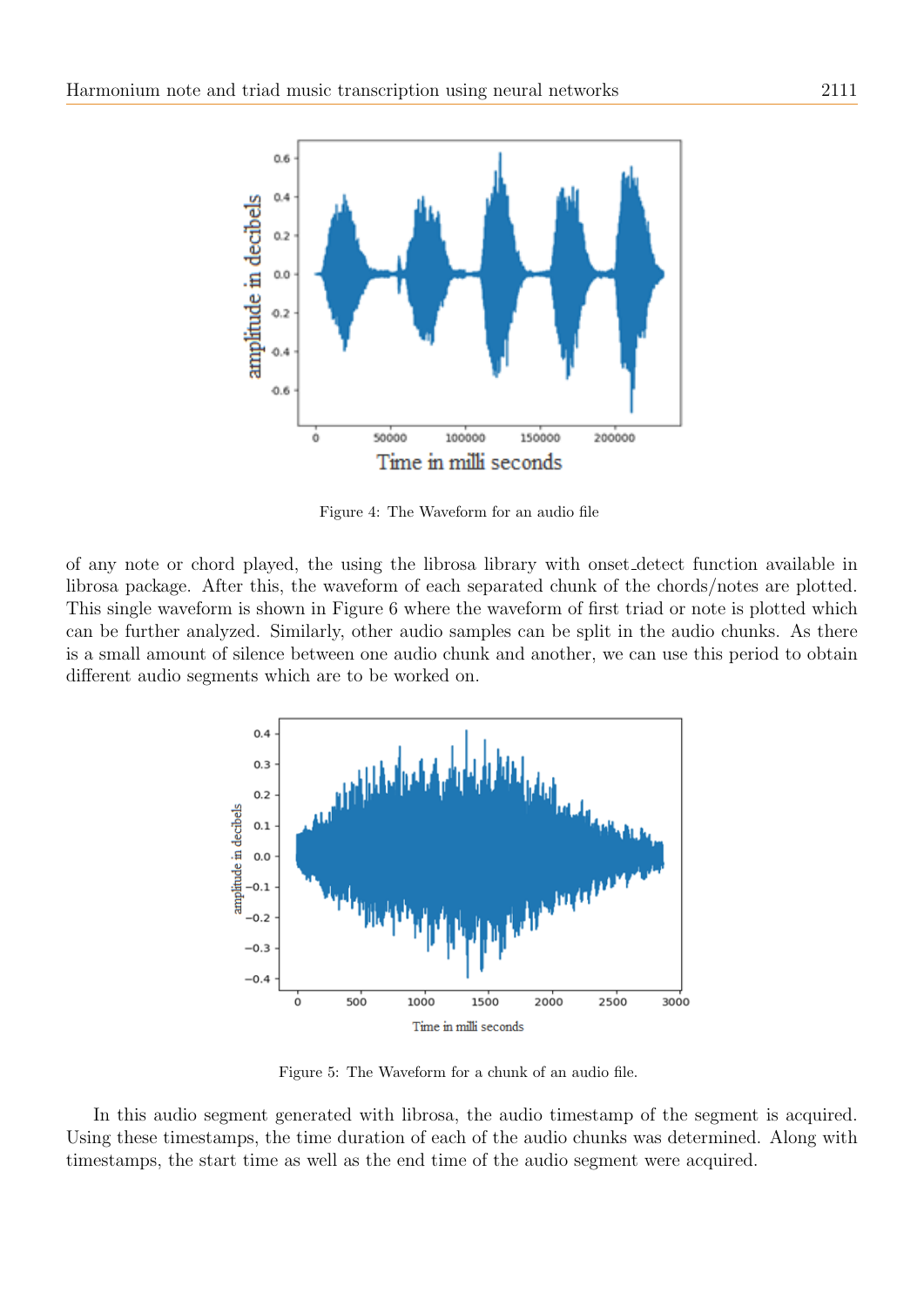Figure 4: The Waveform for an audio file

of any note or chord played, the using the librosa library with onset_detect function available in librosa package. After this, the waveform of each separated chunk of the chords/notes are plotted. This single waveform is shown in Figure 6 where the waveform of first triad or note is plotted which can be further analyzed. Similarly, other audio samples can be split in the audio chunks. As there is a small amount of silence between one audio chunk and another, we can use this period to obtain different audio segments which are to be worked on.

Figure 5: The Waveform for a chunk of an audio file.

In this audio segment generated with librosa, the audio timestamp of the segment is acquired. Using these timestamps, the time duration of each of the audio chunks was determined. Along with timestamps, the start time as well as the end time of the audio segment were acquired.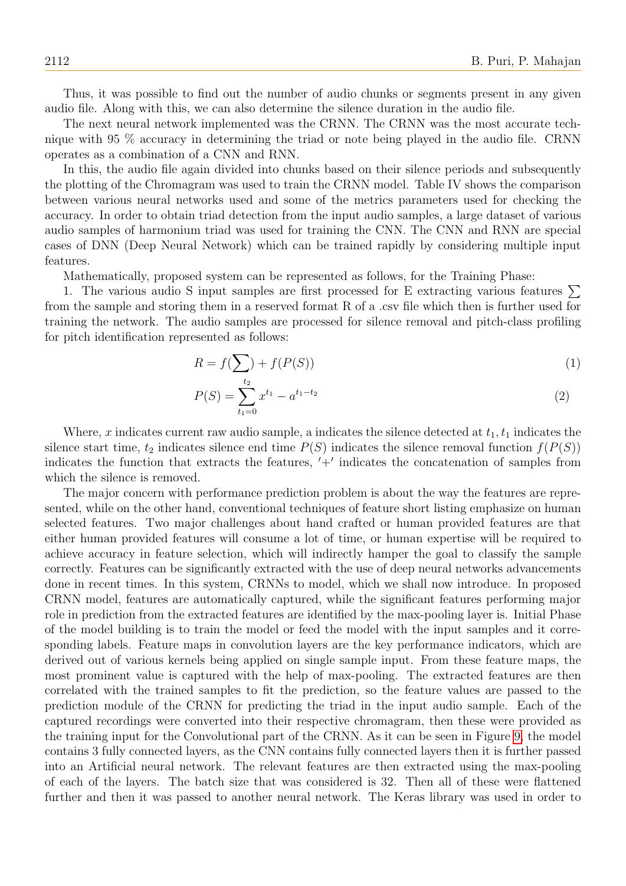Thus, it was possible to find out the number of audio chunks or segments present in any given audio file. Along with this, we can also determine the silence duration in the audio file.

The next neural network implemented was the CRNN. The CRNN was the most accurate technique with 95 % accuracy in determining the triad or note being played in the audio file. CRNN operates as a combination of a CNN and RNN.

In this, the audio file again divided into chunks based on their silence periods and subsequently the plotting of the Chromagram was used to train the CRNN model. Table IV shows the comparison between various neural networks used and some of the metrics parameters used for checking the accuracy. In order to obtain triad detection from the input audio samples, a large dataset of various audio samples of harmonium triad was used for training the CNN. The CNN and RNN are special cases of DNN (Deep Neural Network) which can be trained rapidly by considering multiple input features.

Mathematically, proposed system can be represented as follows, for the Training Phase:

1. The various audio S input samples are first processed for E extracting various features $\sum$ from the sample and storing them in a reserved format R of a .csv file which then is further used for training the network. The audio samples are processed for silence removal and pitch-class profiling for pitch identification represented as follows:

$$R = f(\sum) + f(P(S)) \tag{1}$$

$$P(S) = \sum_{t_1=0}^{t_2} x^{t_1} - a^{t_1 - t_2} \tag{2}$$

Where, $x$ indicates current raw audio sample, a indicates the silence detected at $t_1$, $t_1$ indicates the silence start time, $t_2$ indicates silence end time $P(S)$ indicates the silence removal function $f(P(S))$ indicates the function that extracts the features, $'+'$ indicates the concatenation of samples from which the silence is removed.

The major concern with performance prediction problem is about the way the features are represented, while on the other hand, conventional techniques of feature short listing emphasize on human selected features. Two major challenges about hand crafted or human provided features are that either human provided features will consume a lot of time, or human expertise will be required to achieve accuracy in feature selection, which will indirectly hamper the goal to classify the sample correctly. Features can be significantly extracted with the use of deep neural networks advancements done in recent times. In this system, CRNNs to model, which we shall now introduce. In proposed CRNN model, features are automatically captured, while the significant features performing major role in prediction from the extracted features are identified by the max-pooling layer is. Initial Phase of the model building is to train the model or feed the model with the input samples and it corresponding labels. Feature maps in convolution layers are the key performance indicators, which are derived out of various kernels being applied on single sample input. From these feature maps, the most prominent value is captured with the help of max-pooling. The extracted features are then correlated with the trained samples to fit the prediction, so the feature values are passed to the prediction module of the CRNN for predicting the triad in the input audio sample. Each of the captured recordings were converted into their respective chromagram, then these were provided as the training input for the Convolutional part of the CRNN. As it can be seen in Figure 9, the model contains 3 fully connected layers, as the CNN contains fully connected layers then it is further passed into an Artificial neural network. The relevant features are then extracted using the max-pooling of each of the layers. The batch size that was considered is 32. Then all of these were flattened further and then it was passed to another neural network. The Keras library was used in order to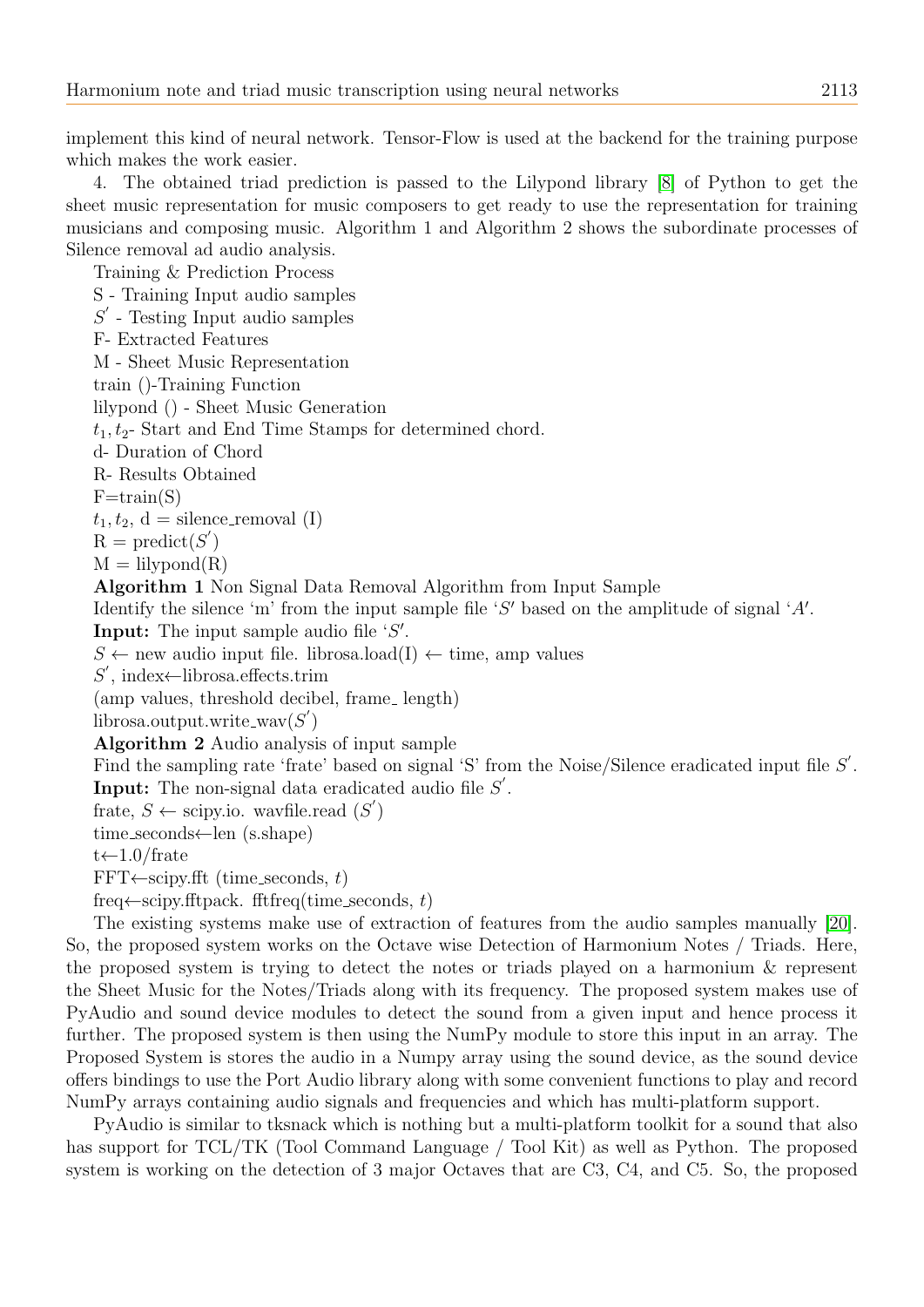implement this kind of neural network. Tensor-Flow is used at the backend for the training purpose which makes the work easier.

4. The obtained triad prediction is passed to the Lilypond library [8] of Python to get the sheet music representation for music composers to get ready to use the representation for training musicians and composing music. Algorithm 1 and Algorithm 2 shows the subordinate processes of Silence removal ad audio analysis.

Training & Prediction Process

S - Training Input audio samples

$S^{'}$ - Testing Input audio samples

F- Extracted Features

M - Sheet Music Representation

train ()-Training Function

lilypond () - Sheet Music Generation

$t_1, t_2$- Start and End Time Stamps for determined chord.

d- Duration of Chord

R- Results Obtained

F=train(S)

$t_1, t_2$, d = silence_removal (I)

R = predict($S^{'}$)

M = lilypond(R)

**Algorithm 1** Non Signal Data Removal Algorithm from Input Sample

Identify the silence 'm' from the input sample file '$S'$ based on the amplitude of signal '$A'$.

**Input:** The input sample audio file '$S'$.

$S \leftarrow$ new audio input file. librosa.load(I) $\leftarrow$ time, amp values

$S^{'}$, index$\leftarrow$librosa.effects.trim

(amp values, threshold decibel, frame_ length)

librosa.output.write_wav($S^{'}$)

**Algorithm 2** Audio analysis of input sample

Find the sampling rate 'frate' based on signal 'S' from the Noise/Silence eradicated input file $S^{'}$.

**Input:** The non-signal data eradicated audio file $S^{'}$.

frate, $S \leftarrow$ scipy.io. wavfile.read ($S^{'}$)

time_seconds$\leftarrow$len (s.shape)

t$\leftarrow$1.0/frate

FFT$\leftarrow$scipy.fft (time_seconds, $t$)

freq$\leftarrow$scipy.fftpack. fftfreq(time_seconds, $t$)

The existing systems make use of extraction of features from the audio samples manually [20]. So, the proposed system works on the Octave wise Detection of Harmonium Notes / Triads. Here, the proposed system is trying to detect the notes or triads played on a harmonium & represent the Sheet Music for the Notes/Triads along with its frequency. The proposed system makes use of PyAudio and sound device modules to detect the sound from a given input and hence process it further. The proposed system is then using the NumPy module to store this input in an array. The Proposed System is stores the audio in a Numpy array using the sound device, as the sound device offers bindings to use the Port Audio library along with some convenient functions to play and record NumPy arrays containing audio signals and frequencies and which has multi-platform support.

PyAudio is similar to tksnack which is nothing but a multi-platform toolkit for a sound that also has support for TCL/TK (Tool Command Language / Tool Kit) as well as Python. The proposed system is working on the detection of 3 major Octaves that are C3, C4, and C5. So, the proposed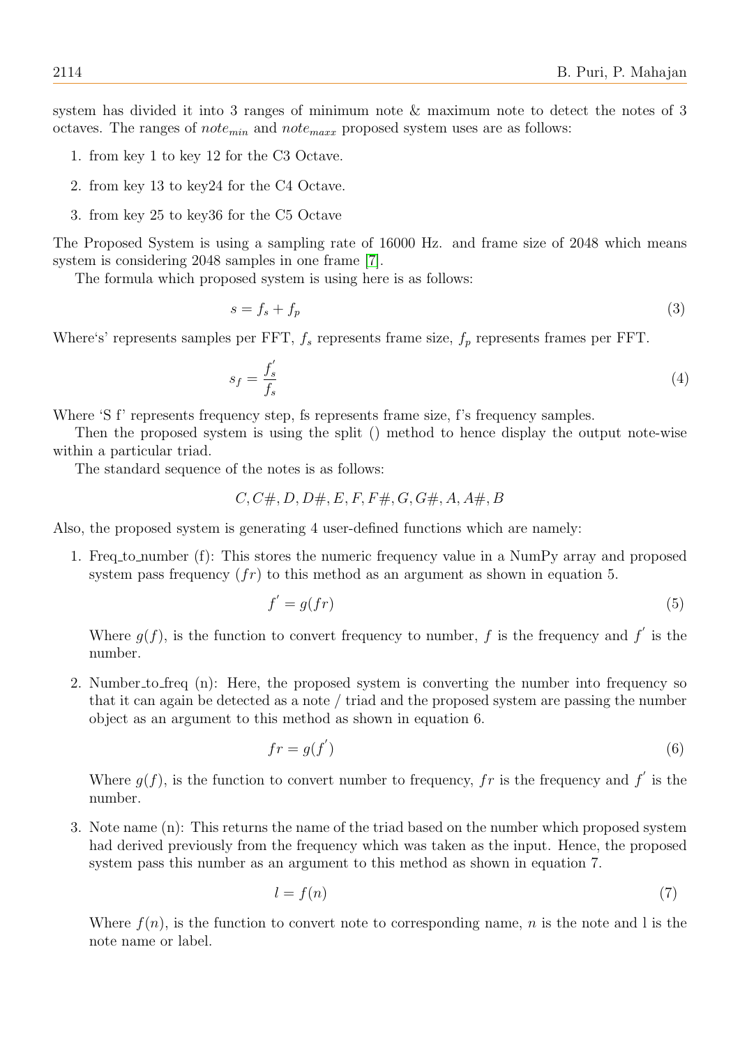system has divided it into 3 ranges of minimum note & maximum note to detect the notes of 3 octaves. The ranges of $note_{min}$ and $note_{maxx}$ proposed system uses are as follows:

1. from key 1 to key 12 for the C3 Octave.
2. from key 13 to key24 for the C4 Octave.
3. from key 25 to key36 for the C5 Octave

The Proposed System is using a sampling rate of 16000 Hz. and frame size of 2048 which means system is considering 2048 samples in one frame [7].

The formula which proposed system is using here is as follows:

$$s = f_s + f_p \tag{3}$$

Where's' represents samples per FFT, $f_s$ represents frame size, $f_p$ represents frames per FFT.

$$s_f = \frac{f_s'}{f_s} \tag{4}$$

Where 'S f' represents frequency step, fs represents frame size, f's frequency samples.

Then the proposed system is using the split () method to hence display the output note-wise within a particular triad.

The standard sequence of the notes is as follows:

$$C, C\#, D, D\#, E, F, F\#, G, G\#, A, A\#, B$$

Also, the proposed system is generating 4 user-defined functions which are namely:

1. Freq_to_number (f): This stores the numeric frequency value in a NumPy array and proposed system pass frequency ($fr$) to this method as an argument as shown in equation 5.

$$f' = g(fr) \tag{5}$$

Where $g(f)$, is the function to convert frequency to number, $f$ is the frequency and $f'$ is the number.

2. Number_to_freq (n): Here, the proposed system is converting the number into frequency so that it can again be detected as a note / triad and the proposed system are passing the number object as an argument to this method as shown in equation 6.

$$fr = g(f') \tag{6}$$

Where $g(f)$, is the function to convert number to frequency, $fr$ is the frequency and $f'$ is the number.

3. Note name (n): This returns the name of the triad based on the number which proposed system had derived previously from the frequency which was taken as the input. Hence, the proposed system pass this number as an argument to this method as shown in equation 7.

$$l = f(n) \tag{7}$$

Where $f(n)$, is the function to convert note to corresponding name, $n$ is the note and l is the note name or label.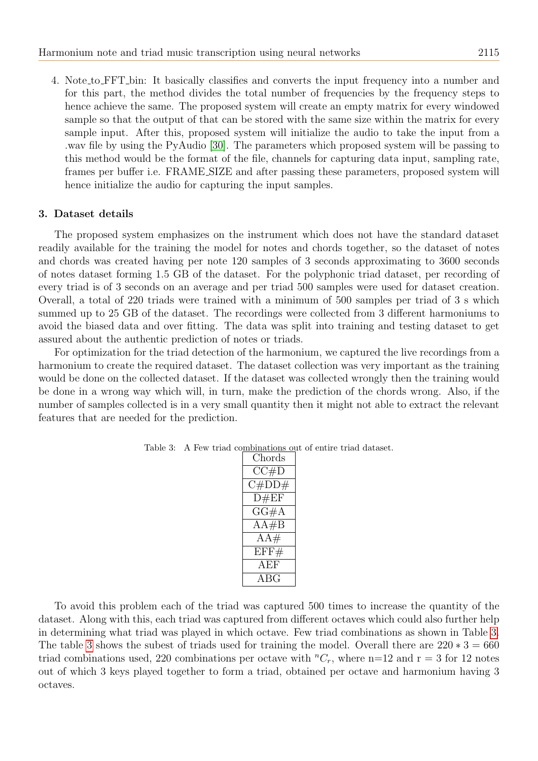4. Note_to_FFT_bin: It basically classifies and converts the input frequency into a number and for this part, the method divides the total number of frequencies by the frequency steps to hence achieve the same. The proposed system will create an empty matrix for every windowed sample so that the output of that can be stored with the same size within the matrix for every sample input. After this, proposed system will initialize the audio to take the input from a .wav file by using the PyAudio [30]. The parameters which proposed system will be passing to this method would be the format of the file, channels for capturing data input, sampling rate, frames per buffer i.e. FRAME_SIZE and after passing these parameters, proposed system will hence initialize the audio for capturing the input samples.

## 3. Dataset details

The proposed system emphasizes on the instrument which does not have the standard dataset readily available for the training the model for notes and chords together, so the dataset of notes and chords was created having per note 120 samples of 3 seconds approximating to 3600 seconds of notes dataset forming 1.5 GB of the dataset. For the polyphonic triad dataset, per recording of every triad is of 3 seconds on an average and per triad 500 samples were used for dataset creation. Overall, a total of 220 triads were trained with a minimum of 500 samples per triad of 3 s which summed up to 25 GB of the dataset. The recordings were collected from 3 different harmoniums to avoid the biased data and over fitting. The data was split into training and testing dataset to get assured about the authentic prediction of notes or triads.

For optimization for the triad detection of the harmonium, we captured the live recordings from a harmonium to create the required dataset. The dataset collection was very important as the training would be done on the collected dataset. If the dataset was collected wrongly then the training would be done in a wrong way which will, in turn, make the prediction of the chords wrong. Also, if the number of samples collected is in a very small quantity then it might not able to extract the relevant features that are needed for the prediction.

Table 3: A Few triad combinations out of entire triad dataset.

| Chords |
|---|
| CC#D |
| C#DD# |
| D#EF |
| GG#A |
| AA#B |
| AA# |
| EFF# |
| AEF |
| ABG |

To avoid this problem each of the triad was captured 500 times to increase the quantity of the dataset. Along with this, each triad was captured from different octaves which could also further help in determining what triad was played in which octave. Few triad combinations as shown in Table 3. The table 3 shows the subest of triads used for training the model. Overall there are $220 * 3 = 660$ triad combinations used, 220 combinations per octave with ${}^{n}C_{r}$, where n=12 and r = 3 for 12 notes out of which 3 keys played together to form a triad, obtained per octave and harmonium having 3 octaves.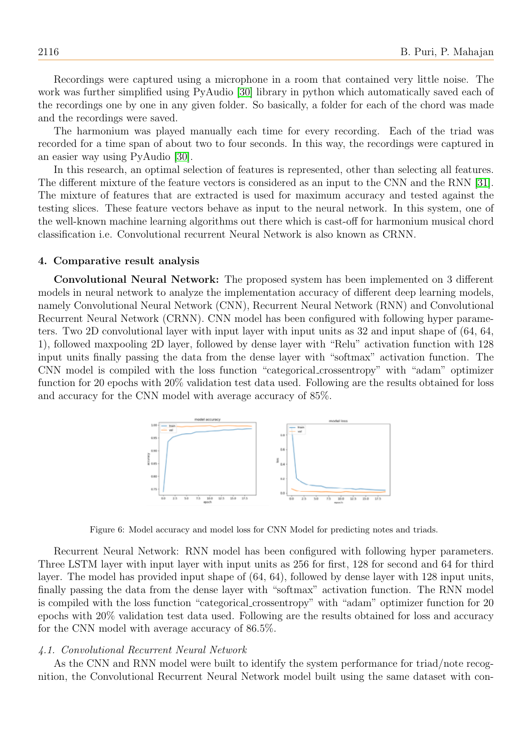Recordings were captured using a microphone in a room that contained very little noise. The work was further simplified using PyAudio [30] library in python which automatically saved each of the recordings one by one in any given folder. So basically, a folder for each of the chord was made and the recordings were saved.

The harmonium was played manually each time for every recording. Each of the triad was recorded for a time span of about two to four seconds. In this way, the recordings were captured in an easier way using PyAudio [30].

In this research, an optimal selection of features is represented, other than selecting all features. The different mixture of the feature vectors is considered as an input to the CNN and the RNN [31]. The mixture of features that are extracted is used for maximum accuracy and tested against the testing slices. These feature vectors behave as input to the neural network. In this system, one of the well-known machine learning algorithms out there which is cast-off for harmonium musical chord classification i.e. Convolutional recurrent Neural Network is also known as CRNN.

## 4. Comparative result analysis

**Convolutional Neural Network:** The proposed system has been implemented on 3 different models in neural network to analyze the implementation accuracy of different deep learning models, namely Convolutional Neural Network (CNN), Recurrent Neural Network (RNN) and Convolutional Recurrent Neural Network (CRNN). CNN model has been configured with following hyper parameters. Two 2D convolutional layer with input layer with input units as 32 and input shape of (64, 64, 1), followed maxpooling 2D layer, followed by dense layer with "Relu" activation function with 128 input units finally passing the data from the dense layer with "softmax" activation function. The CNN model is compiled with the loss function "categorical_crossentropy" with "adam" optimizer function for 20 epochs with 20% validation test data used. Following are the results obtained for loss and accuracy for the CNN model with average accuracy of 85%.

Figure 6: Model accuracy and model loss for CNN Model for predicting notes and triads.

Recurrent Neural Network: RNN model has been configured with following hyper parameters. Three LSTM layer with input layer with input units as 256 for first, 128 for second and 64 for third layer. The model has provided input shape of (64, 64), followed by dense layer with 128 input units, finally passing the data from the dense layer with "softmax" activation function. The RNN model is compiled with the loss function "categorical_crossentropy" with "adam" optimizer function for 20 epochs with 20% validation test data used. Following are the results obtained for loss and accuracy for the CNN model with average accuracy of 86.5%.

### *4.1. Convolutional Recurrent Neural Network*

As the CNN and RNN model were built to identify the system performance for triad/note recognition, the Convolutional Recurrent Neural Network model built using the same dataset with con-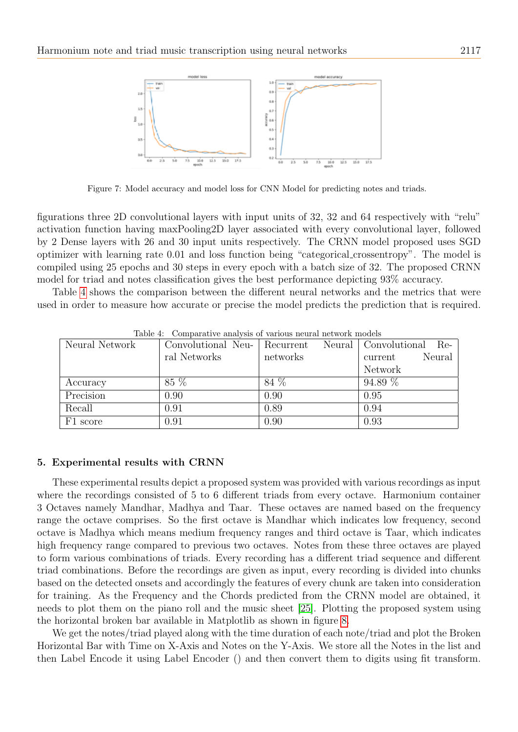Figure 7: Model accuracy and model loss for CNN Model for predicting notes and triads.

figurations three 2D convolutional layers with input units of 32, 32 and 64 respectively with "relu" activation function having maxPooling2D layer associated with every convolutional layer, followed by 2 Dense layers with 26 and 30 input units respectively. The CRNN model proposed uses SGD optimizer with learning rate 0.01 and loss function being "categorical_crossentropy". The model is compiled using 25 epochs and 30 steps in every epoch with a batch size of 32. The proposed CRNN model for triad and notes classification gives the best performance depicting 93% accuracy.

Table 4 shows the comparison between the different neural networks and the metrics that were used in order to measure how accurate or precise the model predicts the prediction that is required.

Table 4: Comparative analysis of various neural network models

| Neural Network | Convolutional Neural Networks | Recurrent Neural networks | Convolutional Recurrent Neural Network |
|---|---|---|---|
| Accuracy | 85 % | 84 % | 94.89 % |
| Precision | 0.90 | 0.90 | 0.95 |
| Recall | 0.91 | 0.89 | 0.94 |
| F1 score | 0.91 | 0.90 | 0.93 |

## 5. Experimental results with CRNN

These experimental results depict a proposed system was provided with various recordings as input where the recordings consisted of 5 to 6 different triads from every octave. Harmonium container 3 Octaves namely Mandhar, Madhya and Taar. These octaves are named based on the frequency range the octave comprises. So the first octave is Mandhar which indicates low frequency, second octave is Madhya which means medium frequency ranges and third octave is Taar, which indicates high frequency range compared to previous two octaves. Notes from these three octaves are played to form various combinations of triads. Every recording has a different triad sequence and different triad combinations. Before the recordings are given as input, every recording is divided into chunks based on the detected onsets and accordingly the features of every chunk are taken into consideration for training. As the Frequency and the Chords predicted from the CRNN model are obtained, it needs to plot them on the piano roll and the music sheet [25]. Plotting the proposed system using the horizontal broken bar available in Matplotlib as shown in figure 8.

We get the notes/triad played along with the time duration of each note/triad and plot the Broken Horizontal Bar with Time on X-Axis and Notes on the Y-Axis. We store all the Notes in the list and then Label Encode it using Label Encoder () and then convert them to digits using fit transform.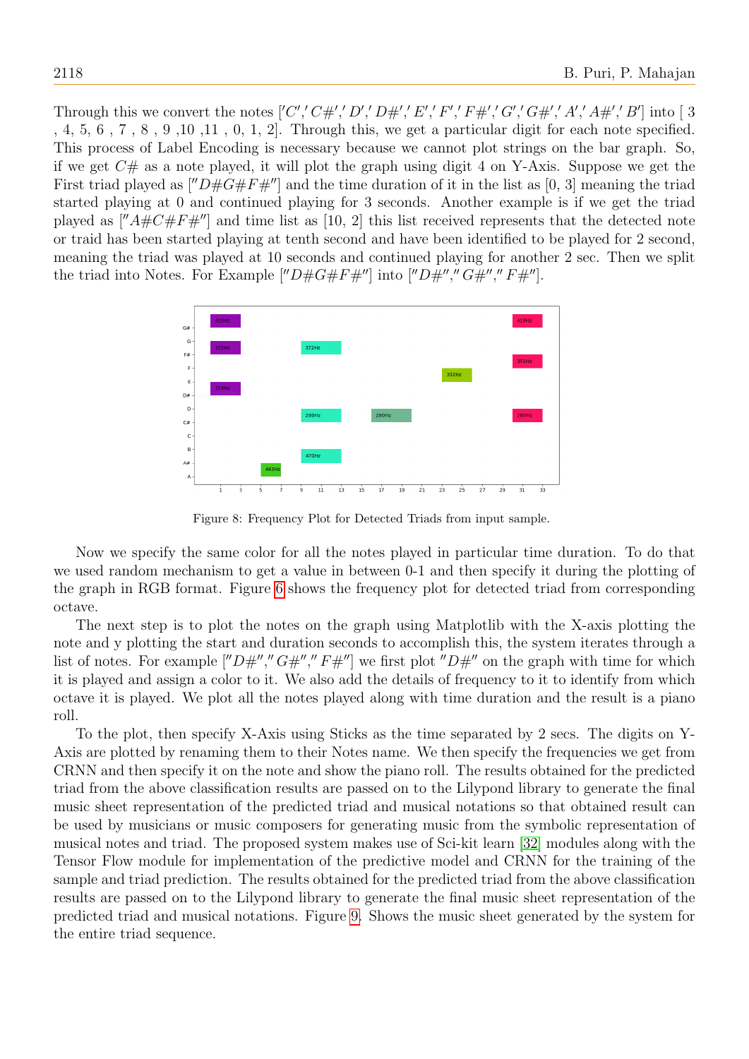Through this we convert the notes $['C','C\#','D','D\#','E','F','F\#','G','G\#','A','A\#','B']$ into [ 3 , 4, 5, 6 , 7 , 8 , 9 ,10 ,11 , 0, 1, 2]. Through this, we get a particular digit for each note specified. This process of Label Encoding is necessary because we cannot plot strings on the bar graph. So, if we get $C\#$ as a note played, it will plot the graph using digit 4 on Y-Axis. Suppose we get the First triad played as $[''D\#G\#F\#'']$ and the time duration of it in the list as [0, 3] meaning the triad started playing at 0 and continued playing for 3 seconds. Another example is if we get the triad played as $[''A\#C\#F\#'']$ and time list as [10, 2] this list received represents that the detected note or traid has been started playing at tenth second and have been identified to be played for 2 second, meaning the triad was played at 10 seconds and continued playing for another 2 sec. Then we split the triad into Notes. For Example $[''D\#G\#F\#'']$ into $[''D\#'',''G\#'',''F\#'']$.

Figure 8: Frequency Plot for Detected Triads from input sample.

Now we specify the same color for all the notes played in particular time duration. To do that we used random mechanism to get a value in between 0-1 and then specify it during the plotting of the graph in RGB format. Figure 6 shows the frequency plot for detected triad from corresponding octave.

The next step is to plot the notes on the graph using Matplotlib with the X-axis plotting the note and y plotting the start and duration seconds to accomplish this, the system iterates through a list of notes. For example $[''D\#'',''G\#'',''F\#'']$ we first plot $''D\#''$ on the graph with time for which it is played and assign a color to it. We also add the details of frequency to it to identify from which octave it is played. We plot all the notes played along with time duration and the result is a piano roll.

To the plot, then specify X-Axis using Sticks as the time separated by 2 secs. The digits on Y-Axis are plotted by renaming them to their Notes name. We then specify the frequencies we get from CRNN and then specify it on the note and show the piano roll. The results obtained for the predicted triad from the above classification results are passed on to the Lilypond library to generate the final music sheet representation of the predicted triad and musical notations so that obtained result can be used by musicians or music composers for generating music from the symbolic representation of musical notes and triad. The proposed system makes use of Sci-kit learn [32] modules along with the Tensor Flow module for implementation of the predictive model and CRNN for the training of the sample and triad prediction. The results obtained for the predicted triad from the above classification results are passed on to the Lilypond library to generate the final music sheet representation of the predicted triad and musical notations. Figure 9. Shows the music sheet generated by the system for the entire triad sequence.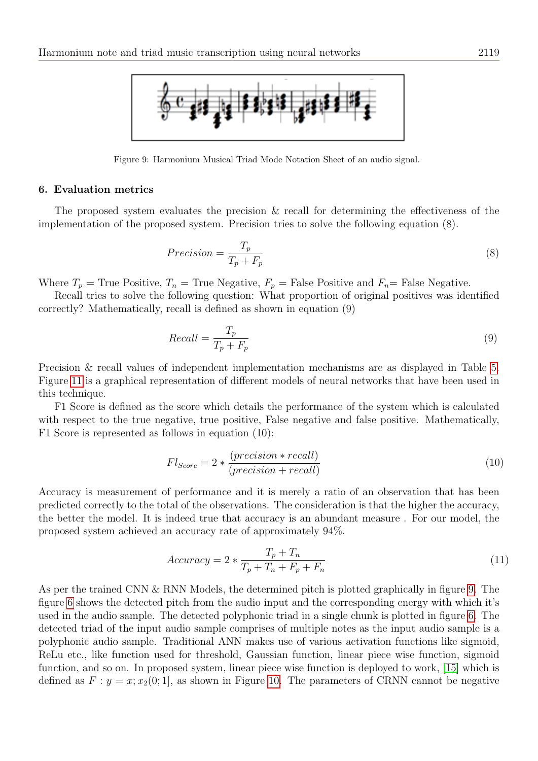Figure 9: Harmonium Musical Triad Mode Notation Sheet of an audio signal.

## 6. Evaluation metrics

The proposed system evaluates the precision & recall for determining the effectiveness of the implementation of the proposed system. Precision tries to solve the following equation (8).

$$Precision = \frac{T_p}{T_p + F_p} \tag{8}$$

Where $T_p$ = True Positive, $T_n$ = True Negative, $F_p$ = False Positive and $F_n$= False Negative.

Recall tries to solve the following question: What proportion of original positives was identified correctly? Mathematically, recall is defined as shown in equation (9)

$$Recall = \frac{T_p}{T_p + F_p} \tag{9}$$

Precision & recall values of independent implementation mechanisms are as displayed in Table 5. Figure 11 is a graphical representation of different models of neural networks that have been used in this technique.

F1 Score is defined as the score which details the performance of the system which is calculated with respect to the true negative, true positive, False negative and false positive. Mathematically, F1 Score is represented as follows in equation (10):

$$Fl_{Score} = 2 * \frac{(precision * recall)}{(precision + recall)} \tag{10}$$

Accuracy is measurement of performance and it is merely a ratio of an observation that has been predicted correctly to the total of the observations. The consideration is that the higher the accuracy, the better the model. It is indeed true that accuracy is an abundant measure . For our model, the proposed system achieved an accuracy rate of approximately 94%.

$$Accuracy = 2 * \frac{T_p + T_n}{T_p + T_n + F_p + F_n} \tag{11}$$

As per the trained CNN & RNN Models, the determined pitch is plotted graphically in figure 9. The figure 6 shows the detected pitch from the audio input and the corresponding energy with which it's used in the audio sample. The detected polyphonic triad in a single chunk is plotted in figure 6. The detected triad of the input audio sample comprises of multiple notes as the input audio sample is a polyphonic audio sample. Traditional ANN makes use of various activation functions like sigmoid, ReLu etc., like function used for threshold, Gaussian function, linear piece wise function, sigmoid function, and so on. In proposed system, linear piece wise function is deployed to work, [15] which is defined as $F : y = x; x_2(0; 1]$, as shown in Figure 10. The parameters of CRNN cannot be negative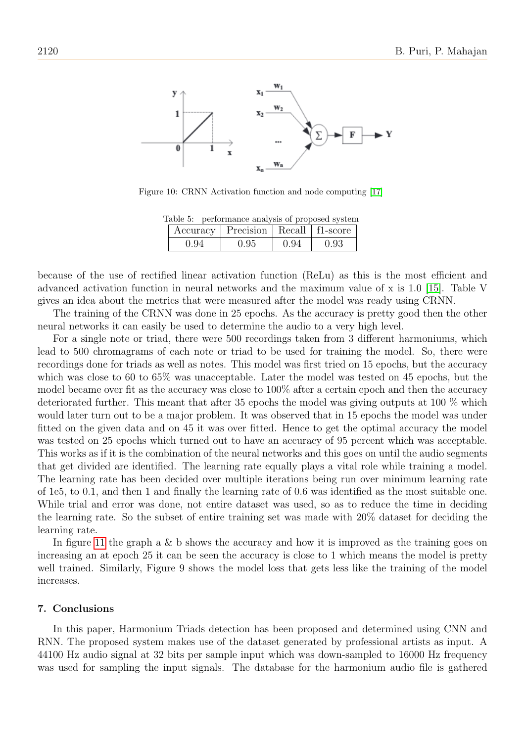Figure 10: CRNN Activation function and node computing [17]

Table 5: performance analysis of proposed system

| Accuracy | Precision | Recall | f1-score |
|---|---|---|---|
| 0.94 | 0.95 | 0.94 | 0.93 |

because of the use of rectified linear activation function (ReLu) as this is the most efficient and advanced activation function in neural networks and the maximum value of x is 1.0 [15]. Table V gives an idea about the metrics that were measured after the model was ready using CRNN.

The training of the CRNN was done in 25 epochs. As the accuracy is pretty good then the other neural networks it can easily be used to determine the audio to a very high level.

For a single note or triad, there were 500 recordings taken from 3 different harmoniums, which lead to 500 chromagrams of each note or triad to be used for training the model. So, there were recordings done for triads as well as notes. This model was first tried on 15 epochs, but the accuracy which was close to 60 to 65% was unacceptable. Later the model was tested on 45 epochs, but the model became over fit as the accuracy was close to 100% after a certain epoch and then the accuracy deteriorated further. This meant that after 35 epochs the model was giving outputs at 100 % which would later turn out to be a major problem. It was observed that in 15 epochs the model was under fitted on the given data and on 45 it was over fitted. Hence to get the optimal accuracy the model was tested on 25 epochs which turned out to have an accuracy of 95 percent which was acceptable. This works as if it is the combination of the neural networks and this goes on until the audio segments that get divided are identified. The learning rate equally plays a vital role while training a model. The learning rate has been decided over multiple iterations being run over minimum learning rate of 1e5, to 0.1, and then 1 and finally the learning rate of 0.6 was identified as the most suitable one. While trial and error was done, not entire dataset was used, so as to reduce the time in deciding the learning rate. So the subset of entire training set was made with 20% dataset for deciding the learning rate.

In figure 11 the graph a & b shows the accuracy and how it is improved as the training goes on increasing an at epoch 25 it can be seen the accuracy is close to 1 which means the model is pretty well trained. Similarly, Figure 9 shows the model loss that gets less like the training of the model increases.

## 7. Conclusions

In this paper, Harmonium Triads detection has been proposed and determined using CNN and RNN. The proposed system makes use of the dataset generated by professional artists as input. A 44100 Hz audio signal at 32 bits per sample input which was down-sampled to 16000 Hz frequency was used for sampling the input signals. The database for the harmonium audio file is gathered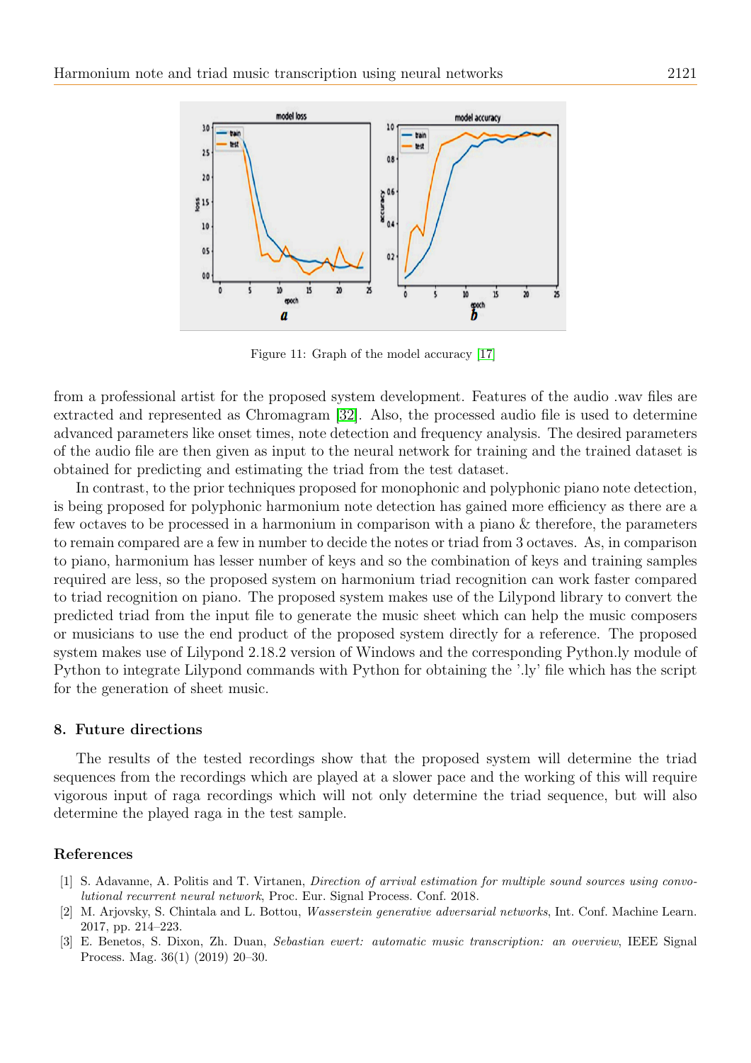Figure 11: Graph of the model accuracy [17]

from a professional artist for the proposed system development. Features of the audio .wav files are extracted and represented as Chromagram [32]. Also, the processed audio file is used to determine advanced parameters like onset times, note detection and frequency analysis. The desired parameters of the audio file are then given as input to the neural network for training and the trained dataset is obtained for predicting and estimating the triad from the test dataset.

In contrast, to the prior techniques proposed for monophonic and polyphonic piano note detection, is being proposed for polyphonic harmonium note detection has gained more efficiency as there are a few octaves to be processed in a harmonium in comparison with a piano & therefore, the parameters to remain compared are a few in number to decide the notes or triad from 3 octaves. As, in comparison to piano, harmonium has lesser number of keys and so the combination of keys and training samples required are less, so the proposed system on harmonium triad recognition can work faster compared to triad recognition on piano. The proposed system makes use of the Lilypond library to convert the predicted triad from the input file to generate the music sheet which can help the music composers or musicians to use the end product of the proposed system directly for a reference. The proposed system makes use of Lilypond 2.18.2 version of Windows and the corresponding Python.ly module of Python to integrate Lilypond commands with Python for obtaining the '.ly' file which has the script for the generation of sheet music.

## 8. Future directions

The results of the tested recordings show that the proposed system will determine the triad sequences from the recordings which are played at a slower pace and the working of this will require vigorous input of raga recordings which will not only determine the triad sequence, but will also determine the played raga in the test sample.

## References

[1] S. Adavanne, A. Politis and T. Virtanen, *Direction of arrival estimation for multiple sound sources using convolutional recurrent neural network*, Proc. Eur. Signal Process. Conf. 2018.

[2] M. Arjovsky, S. Chintala and L. Bottou, *Wasserstein generative adversarial networks*, Int. Conf. Machine Learn. 2017, pp. 214–223.

[3] E. Benetos, S. Dixon, Zh. Duan, *Sebastian ewert: automatic music transcription: an overview*, IEEE Signal Process. Mag. 36(1) (2019) 20–30.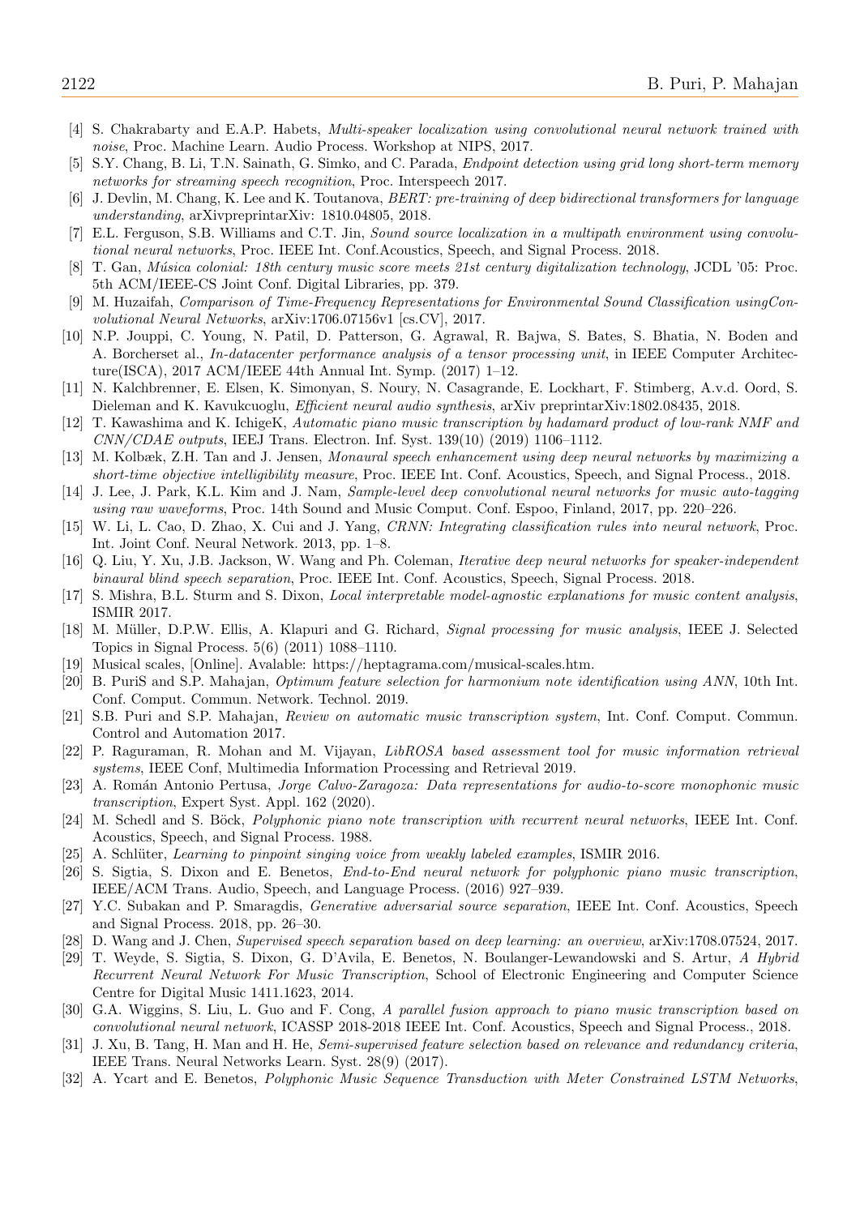[4] S. Chakrabarty and E.A.P. Habets, *Multi-speaker localization using convolutional neural network trained with noise*, Proc. Machine Learn. Audio Process. Workshop at NIPS, 2017.

[5] S.Y. Chang, B. Li, T.N. Sainath, G. Simko, and C. Parada, *Endpoint detection using grid long short-term memory networks for streaming speech recognition*, Proc. Interspeech 2017.

[6] J. Devlin, M. Chang, K. Lee and K. Toutanova, *BERT: pre-training of deep bidirectional transformers for language understanding*, arXivpreprintarXiv: 1810.04805, 2018.

[7] E.L. Ferguson, S.B. Williams and C.T. Jin, *Sound source localization in a multipath environment using convolutional neural networks*, Proc. IEEE Int. Conf.Acoustics, Speech, and Signal Process. 2018.

[8] T. Gan, *Música colonial: 18th century music score meets 21st century digitalization technology*, JCDL '05: Proc. 5th ACM/IEEE-CS Joint Conf. Digital Libraries, pp. 379.

[9] M. Huzaifah, *Comparison of Time-Frequency Representations for Environmental Sound Classification usingConvolutional Neural Networks*, arXiv:1706.07156v1 [cs.CV], 2017.

[10] N.P. Jouppi, C. Young, N. Patil, D. Patterson, G. Agrawal, R. Bajwa, S. Bates, S. Bhatia, N. Boden and A. Borcherset al., *In-datacenter performance analysis of a tensor processing unit*, in IEEE Computer Architecture(ISCA), 2017 ACM/IEEE 44th Annual Int. Symp. (2017) 1–12.

[11] N. Kalchbrenner, E. Elsen, K. Simonyan, S. Noury, N. Casagrande, E. Lockhart, F. Stimberg, A.v.d. Oord, S. Dieleman and K. Kavukcuoglu, *Efficient neural audio synthesis*, arXiv preprintarXiv:1802.08435, 2018.

[12] T. Kawashima and K. IchigeK, *Automatic piano music transcription by hadamard product of low-rank NMF and CNN/CDAE outputs*, IEEJ Trans. Electron. Inf. Syst. 139(10) (2019) 1106–1112.

[13] M. Kolbæk, Z.H. Tan and J. Jensen, *Monaural speech enhancement using deep neural networks by maximizing a short-time objective intelligibility measure*, Proc. IEEE Int. Conf. Acoustics, Speech, and Signal Process., 2018.

[14] J. Lee, J. Park, K.L. Kim and J. Nam, *Sample-level deep convolutional neural networks for music auto-tagging using raw waveforms*, Proc. 14th Sound and Music Comput. Conf. Espoo, Finland, 2017, pp. 220–226.

[15] W. Li, L. Cao, D. Zhao, X. Cui and J. Yang, *CRNN: Integrating classification rules into neural network*, Proc. Int. Joint Conf. Neural Network. 2013, pp. 1–8.

[16] Q. Liu, Y. Xu, J.B. Jackson, W. Wang and Ph. Coleman, *Iterative deep neural networks for speaker-independent binaural blind speech separation*, Proc. IEEE Int. Conf. Acoustics, Speech, Signal Process. 2018.

[17] S. Mishra, B.L. Sturm and S. Dixon, *Local interpretable model-agnostic explanations for music content analysis*, ISMIR 2017.

[18] M. Müller, D.P.W. Ellis, A. Klapuri and G. Richard, *Signal processing for music analysis*, IEEE J. Selected Topics in Signal Process. 5(6) (2011) 1088–1110.

[19] Musical scales, [Online]. Avalable: https://heptagrama.com/musical-scales.htm.

[20] B. PuriS and S.P. Mahajan, *Optimum feature selection for harmonium note identification using ANN*, 10th Int. Conf. Comput. Commun. Network. Technol. 2019.

[21] S.B. Puri and S.P. Mahajan, *Review on automatic music transcription system*, Int. Conf. Comput. Commun. Control and Automation 2017.

[22] P. Raguraman, R. Mohan and M. Vijayan, *LibROSA based assessment tool for music information retrieval systems*, IEEE Conf, Multimedia Information Processing and Retrieval 2019.

[23] A. Román Antonio Pertusa, *Jorge Calvo-Zaragoza: Data representations for audio-to-score monophonic music transcription*, Expert Syst. Appl. 162 (2020).

[24] M. Schedl and S. Böck, *Polyphonic piano note transcription with recurrent neural networks*, IEEE Int. Conf. Acoustics, Speech, and Signal Process. 1988.

[25] A. Schlüter, *Learning to pinpoint singing voice from weakly labeled examples*, ISMIR 2016.

[26] S. Sigtia, S. Dixon and E. Benetos, *End-to-End neural network for polyphonic piano music transcription*, IEEE/ACM Trans. Audio, Speech, and Language Process. (2016) 927–939.

[27] Y.C. Subakan and P. Smaragdis, *Generative adversarial source separation*, IEEE Int. Conf. Acoustics, Speech and Signal Process. 2018, pp. 26–30.

[28] D. Wang and J. Chen, *Supervised speech separation based on deep learning: an overview*, arXiv:1708.07524, 2017.

[29] T. Weyde, S. Sigtia, S. Dixon, G. D'Avila, E. Benetos, N. Boulanger-Lewandowski and S. Artur, *A Hybrid Recurrent Neural Network For Music Transcription*, School of Electronic Engineering and Computer Science Centre for Digital Music 1411.1623, 2014.

[30] G.A. Wiggins, S. Liu, L. Guo and F. Cong, *A parallel fusion approach to piano music transcription based on convolutional neural network*, ICASSP 2018-2018 IEEE Int. Conf. Acoustics, Speech and Signal Process., 2018.

[31] J. Xu, B. Tang, H. Man and H. He, *Semi-supervised feature selection based on relevance and redundancy criteria*, IEEE Trans. Neural Networks Learn. Syst. 28(9) (2017).

[32] A. Ycart and E. Benetos, *Polyphonic Music Sequence Transduction with Meter Constrained LSTM Networks*,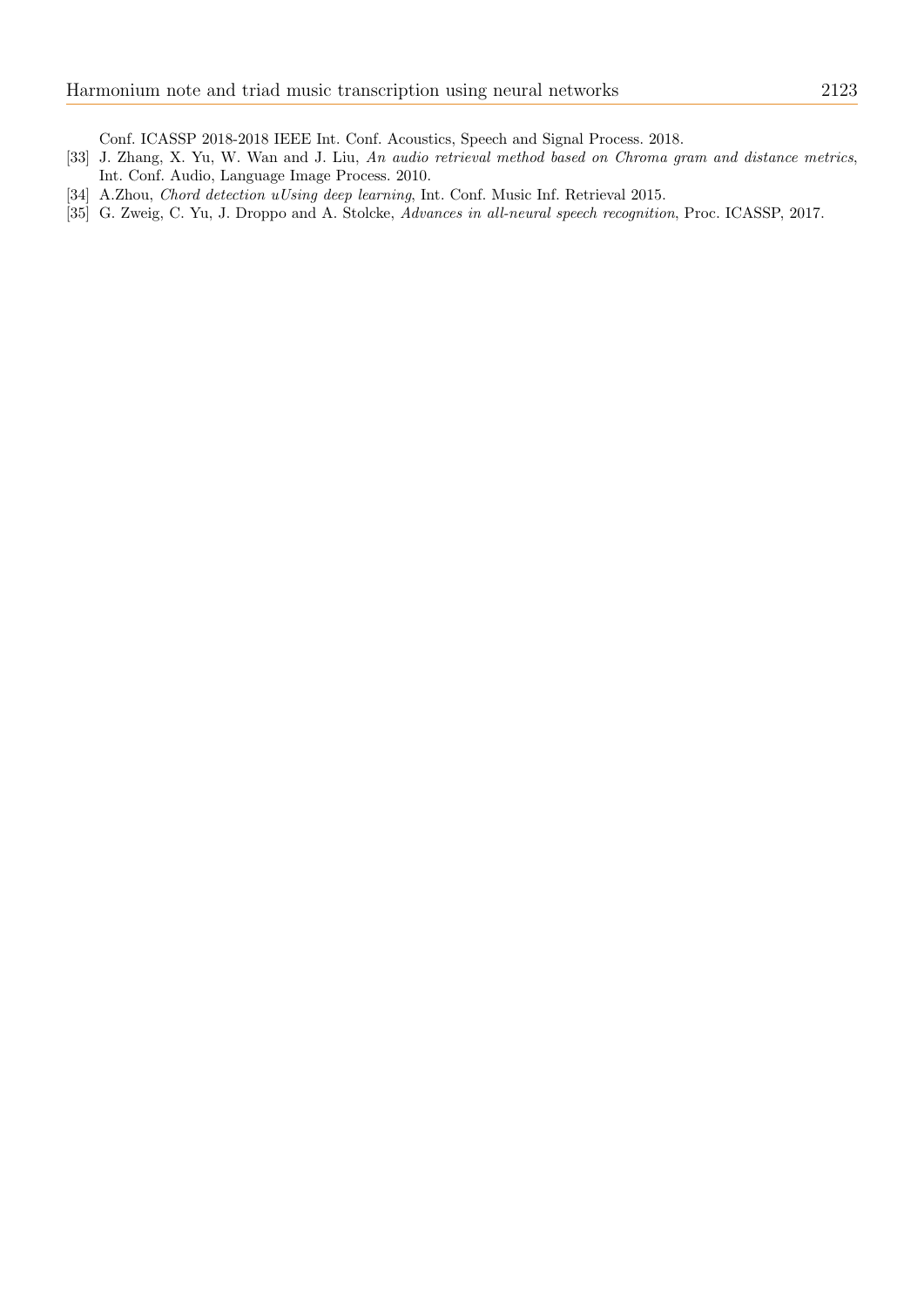Conf. ICASSP 2018-2018 IEEE Int. Conf. Acoustics, Speech and Signal Process. 2018.

[33] J. Zhang, X. Yu, W. Wan and J. Liu, *An audio retrieval method based on Chroma gram and distance metrics*, Int. Conf. Audio, Language Image Process. 2010.

[34] A.Zhou, *Chord detection uUsing deep learning*, Int. Conf. Music Inf. Retrieval 2015.

[35] G. Zweig, C. Yu, J. Droppo and A. Stolcke, *Advances in all-neural speech recognition*, Proc. ICASSP, 2017.